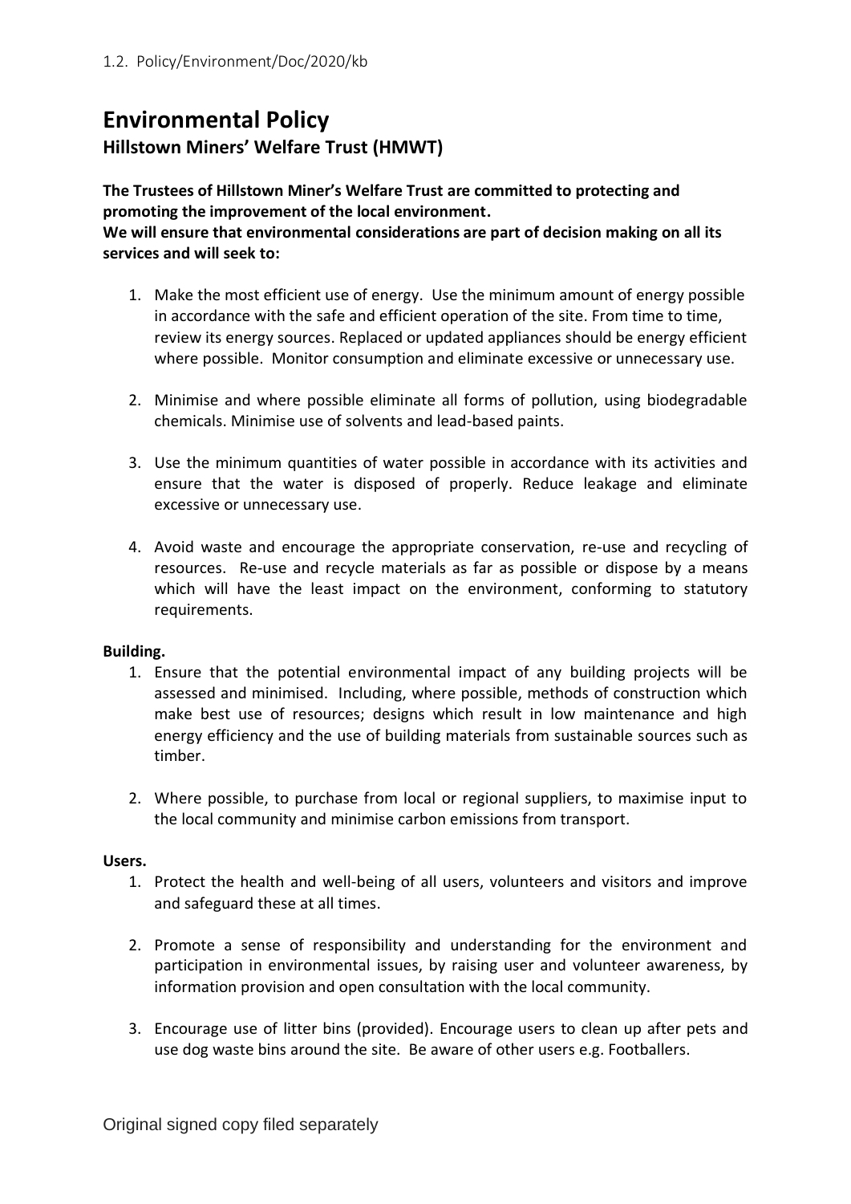1.2. Policy/Environment/Doc/2020/kb

# Environmental Policy

## Hillstown Miners' Welfare Trust (HMWT)

**The Trustees of Hillstown Miner's Welfare Trust are committed to protecting and promoting the improvement of the local environment.**
**We will ensure that environmental considerations are part of decision making on all its services and will seek to:**

1. Make the most efficient use of energy. Use the minimum amount of energy possible in accordance with the safe and efficient operation of the site. From time to time, review its energy sources. Replaced or updated appliances should be energy efficient where possible. Monitor consumption and eliminate excessive or unnecessary use.

2. Minimise and where possible eliminate all forms of pollution, using biodegradable chemicals. Minimise use of solvents and lead-based paints.

3. Use the minimum quantities of water possible in accordance with its activities and ensure that the water is disposed of properly. Reduce leakage and eliminate excessive or unnecessary use.

4. Avoid waste and encourage the appropriate conservation, re-use and recycling of resources. Re-use and recycle materials as far as possible or dispose by a means which will have the least impact on the environment, conforming to statutory requirements.

**Building.**

1. Ensure that the potential environmental impact of any building projects will be assessed and minimised. Including, where possible, methods of construction which make best use of resources; designs which result in low maintenance and high energy efficiency and the use of building materials from sustainable sources such as timber.

2. Where possible, to purchase from local or regional suppliers, to maximise input to the local community and minimise carbon emissions from transport.

**Users.**

1. Protect the health and well-being of all users, volunteers and visitors and improve and safeguard these at all times.

2. Promote a sense of responsibility and understanding for the environment and participation in environmental issues, by raising user and volunteer awareness, by information provision and open consultation with the local community.

3. Encourage use of litter bins (provided). Encourage users to clean up after pets and use dog waste bins around the site. Be aware of other users e.g. Footballers.

Original signed copy filed separately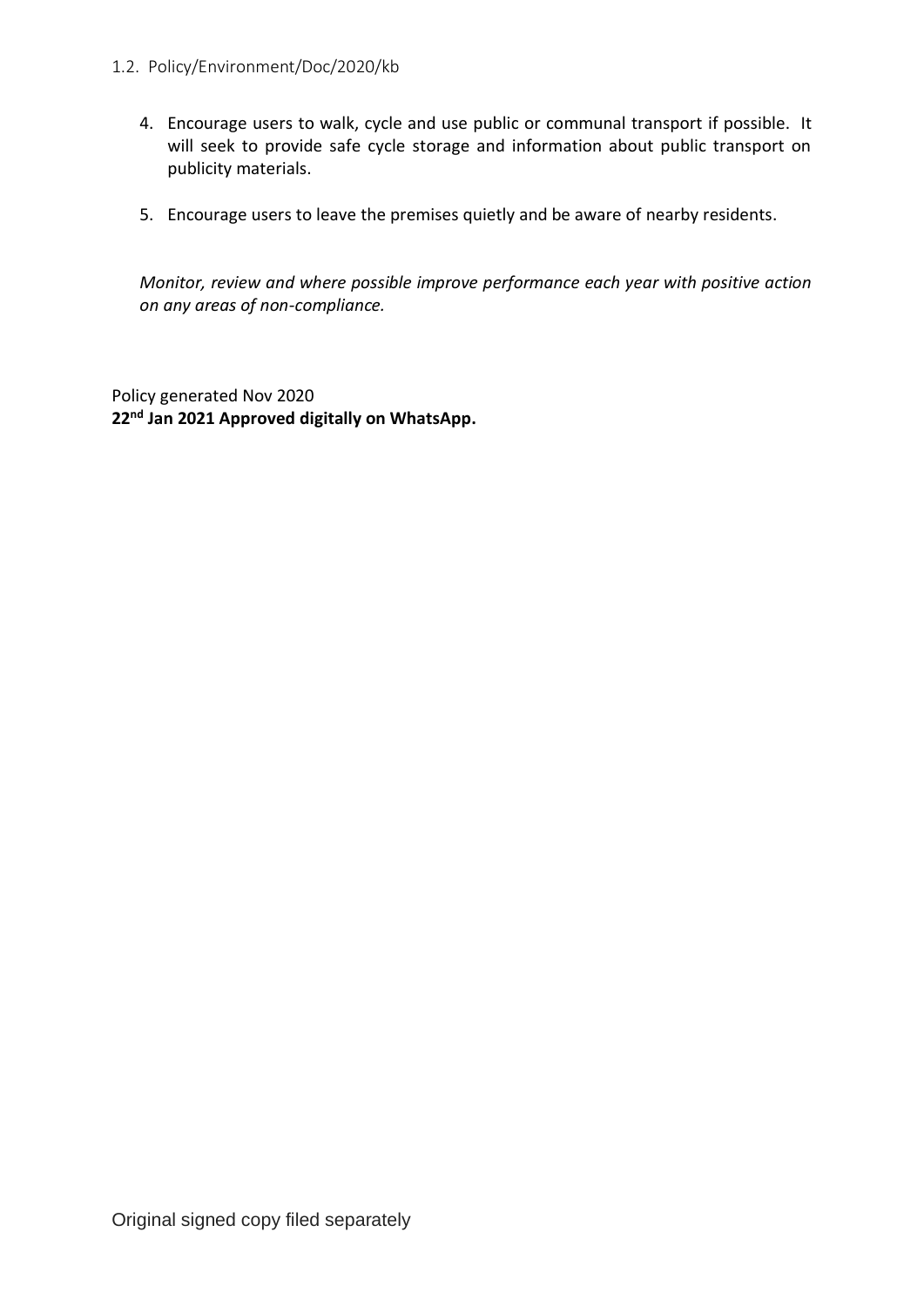1.2. Policy/Environment/Doc/2020/kb

4. Encourage users to walk, cycle and use public or communal transport if possible. It will seek to provide safe cycle storage and information about public transport on publicity materials.

5. Encourage users to leave the premises quietly and be aware of nearby residents.

*Monitor, review and where possible improve performance each year with positive action on any areas of non-compliance.*

Policy generated Nov 2020
**22nd Jan 2021 Approved digitally on WhatsApp.**

Original signed copy filed separately